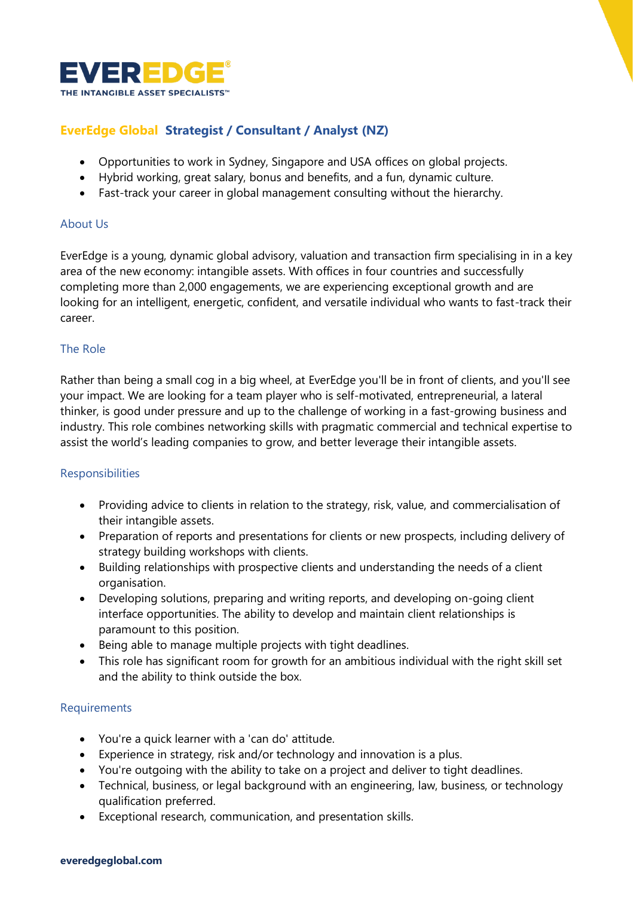**EVEREDGE**®
THE INTANGIBLE ASSET SPECIALISTS™

# EverEdge Global Strategist / Consultant / Analyst (NZ)

- Opportunities to work in Sydney, Singapore and USA offices on global projects.
- Hybrid working, great salary, bonus and benefits, and a fun, dynamic culture.
- Fast-track your career in global management consulting without the hierarchy.

## About Us

EverEdge is a young, dynamic global advisory, valuation and transaction firm specialising in in a key area of the new economy: intangible assets. With offices in four countries and successfully completing more than 2,000 engagements, we are experiencing exceptional growth and are looking for an intelligent, energetic, confident, and versatile individual who wants to fast-track their career.

## The Role

Rather than being a small cog in a big wheel, at EverEdge you'll be in front of clients, and you'll see your impact. We are looking for a team player who is self-motivated, entrepreneurial, a lateral thinker, is good under pressure and up to the challenge of working in a fast-growing business and industry. This role combines networking skills with pragmatic commercial and technical expertise to assist the world's leading companies to grow, and better leverage their intangible assets.

## Responsibilities

- Providing advice to clients in relation to the strategy, risk, value, and commercialisation of their intangible assets.
- Preparation of reports and presentations for clients or new prospects, including delivery of strategy building workshops with clients.
- Building relationships with prospective clients and understanding the needs of a client organisation.
- Developing solutions, preparing and writing reports, and developing on-going client interface opportunities. The ability to develop and maintain client relationships is paramount to this position.
- Being able to manage multiple projects with tight deadlines.
- This role has significant room for growth for an ambitious individual with the right skill set and the ability to think outside the box.

## Requirements

- You're a quick learner with a 'can do' attitude.
- Experience in strategy, risk and/or technology and innovation is a plus.
- You're outgoing with the ability to take on a project and deliver to tight deadlines.
- Technical, business, or legal background with an engineering, law, business, or technology qualification preferred.
- Exceptional research, communication, and presentation skills.

**everedgeglobal.com**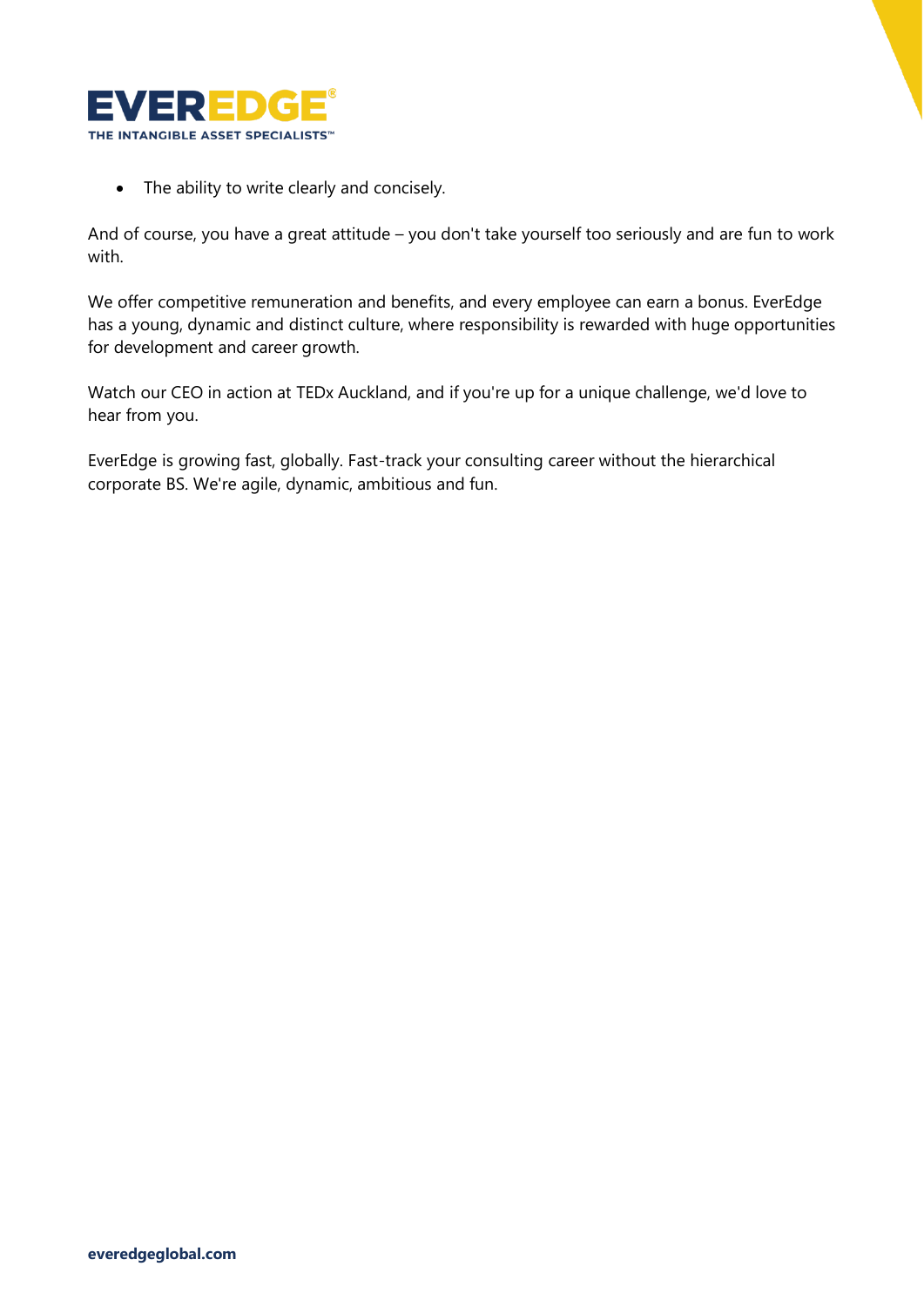- The ability to write clearly and concisely.

And of course, you have a great attitude – you don't take yourself too seriously and are fun to work with.

We offer competitive remuneration and benefits, and every employee can earn a bonus. EverEdge has a young, dynamic and distinct culture, where responsibility is rewarded with huge opportunities for development and career growth.

Watch our CEO in action at TEDx Auckland, and if you're up for a unique challenge, we'd love to hear from you.

EverEdge is growing fast, globally. Fast-track your consulting career without the hierarchical corporate BS. We're agile, dynamic, ambitious and fun.